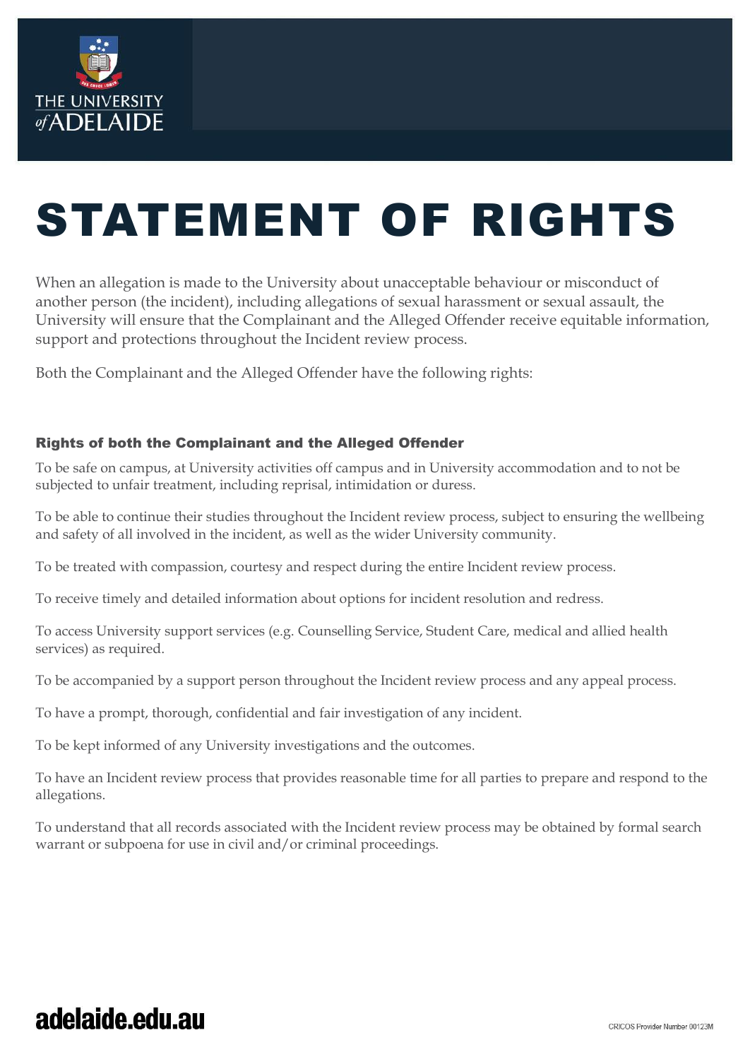# STATEMENT OF RIGHTS

When an allegation is made to the University about unacceptable behaviour or misconduct of another person (the incident), including allegations of sexual harassment or sexual assault, the University will ensure that the Complainant and the Alleged Offender receive equitable information, support and protections throughout the Incident review process.

Both the Complainant and the Alleged Offender have the following rights:

### Rights of both the Complainant and the Alleged Offender

To be safe on campus, at University activities off campus and in University accommodation and to not be subjected to unfair treatment, including reprisal, intimidation or duress.

To be able to continue their studies throughout the Incident review process, subject to ensuring the wellbeing and safety of all involved in the incident, as well as the wider University community.

To be treated with compassion, courtesy and respect during the entire Incident review process.

To receive timely and detailed information about options for incident resolution and redress.

To access University support services (e.g. Counselling Service, Student Care, medical and allied health services) as required.

To be accompanied by a support person throughout the Incident review process and any appeal process.

To have a prompt, thorough, confidential and fair investigation of any incident.

To be kept informed of any University investigations and the outcomes.

To have an Incident review process that provides reasonable time for all parties to prepare and respond to the allegations.

To understand that all records associated with the Incident review process may be obtained by formal search warrant or subpoena for use in civil and/or criminal proceedings.

**adelaide.edu.au**

CRICOS Provider Number 00123M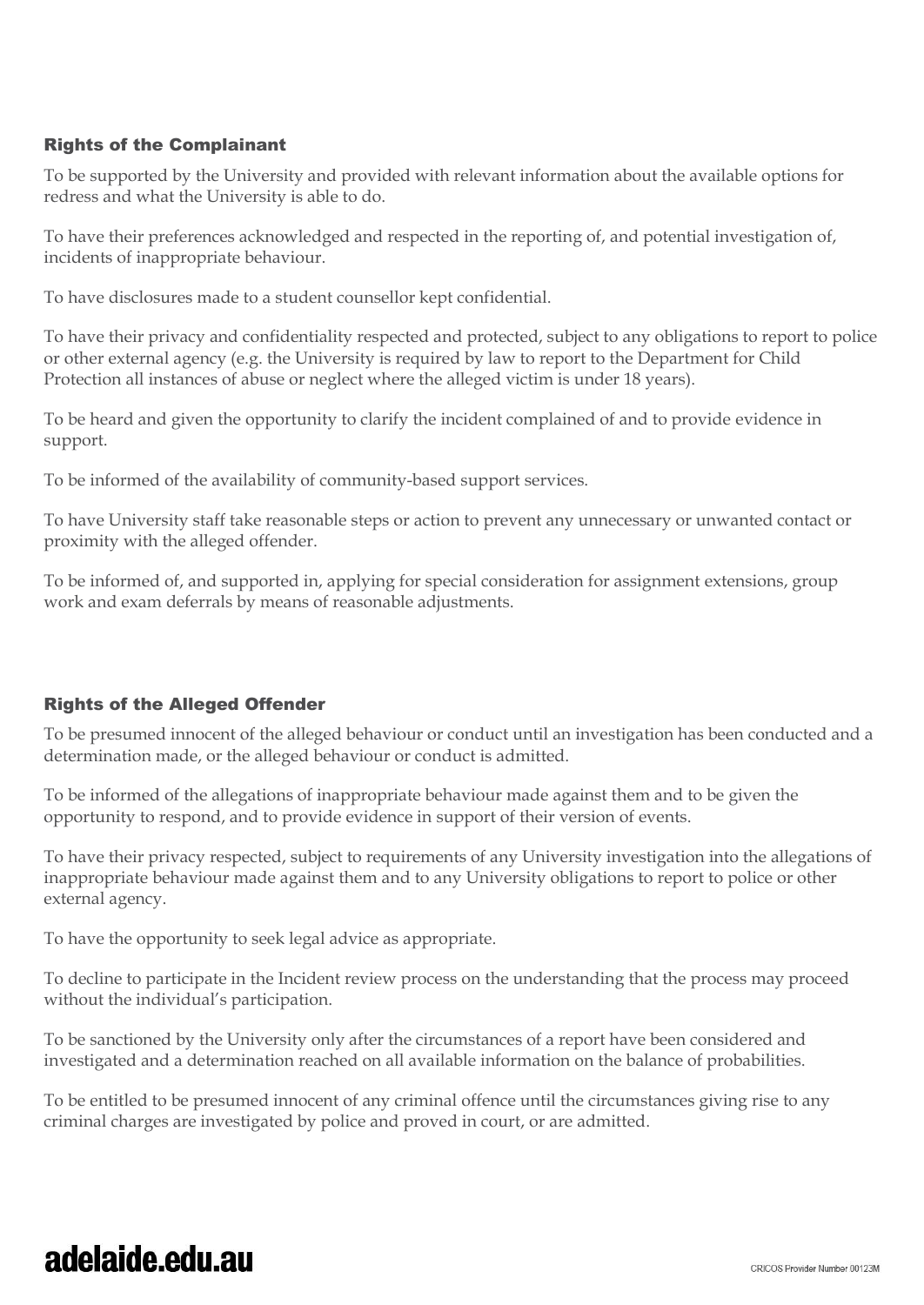### Rights of the Complainant

To be supported by the University and provided with relevant information about the available options for redress and what the University is able to do.

To have their preferences acknowledged and respected in the reporting of, and potential investigation of, incidents of inappropriate behaviour.

To have disclosures made to a student counsellor kept confidential.

To have their privacy and confidentiality respected and protected, subject to any obligations to report to police or other external agency (e.g. the University is required by law to report to the Department for Child Protection all instances of abuse or neglect where the alleged victim is under 18 years).

To be heard and given the opportunity to clarify the incident complained of and to provide evidence in support.

To be informed of the availability of community-based support services.

To have University staff take reasonable steps or action to prevent any unnecessary or unwanted contact or proximity with the alleged offender.

To be informed of, and supported in, applying for special consideration for assignment extensions, group work and exam deferrals by means of reasonable adjustments.

### Rights of the Alleged Offender

To be presumed innocent of the alleged behaviour or conduct until an investigation has been conducted and a determination made, or the alleged behaviour or conduct is admitted.

To be informed of the allegations of inappropriate behaviour made against them and to be given the opportunity to respond, and to provide evidence in support of their version of events.

To have their privacy respected, subject to requirements of any University investigation into the allegations of inappropriate behaviour made against them and to any University obligations to report to police or other external agency.

To have the opportunity to seek legal advice as appropriate.

To decline to participate in the Incident review process on the understanding that the process may proceed without the individual's participation.

To be sanctioned by the University only after the circumstances of a report have been considered and investigated and a determination reached on all available information on the balance of probabilities.

To be entitled to be presumed innocent of any criminal offence until the circumstances giving rise to any criminal charges are investigated by police and proved in court, or are admitted.